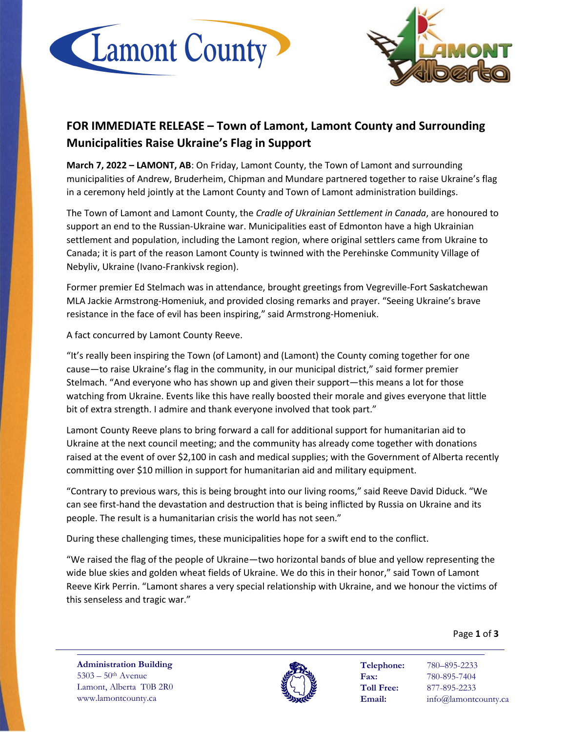## FOR IMMEDIATE RELEASE – Town of Lamont, Lamont County and Surrounding Municipalities Raise Ukraine's Flag in Support

**March 7, 2022 – LAMONT, AB**: On Friday, Lamont County, the Town of Lamont and surrounding municipalities of Andrew, Bruderheim, Chipman and Mundare partnered together to raise Ukraine's flag in a ceremony held jointly at the Lamont County and Town of Lamont administration buildings.

The Town of Lamont and Lamont County, the *Cradle of Ukrainian Settlement in Canada*, are honoured to support an end to the Russian-Ukraine war. Municipalities east of Edmonton have a high Ukrainian settlement and population, including the Lamont region, where original settlers came from Ukraine to Canada; it is part of the reason Lamont County is twinned with the Perehinske Community Village of Nebyliv, Ukraine (Ivano-Frankivsk region).

Former premier Ed Stelmach was in attendance, brought greetings from Vegreville-Fort Saskatchewan MLA Jackie Armstrong-Homeniuk, and provided closing remarks and prayer. "Seeing Ukraine's brave resistance in the face of evil has been inspiring," said Armstrong-Homeniuk.

A fact concurred by Lamont County Reeve.

"It's really been inspiring the Town (of Lamont) and (Lamont) the County coming together for one cause—to raise Ukraine's flag in the community, in our municipal district," said former premier Stelmach. "And everyone who has shown up and given their support—this means a lot for those watching from Ukraine. Events like this have really boosted their morale and gives everyone that little bit of extra strength. I admire and thank everyone involved that took part."

Lamont County Reeve plans to bring forward a call for additional support for humanitarian aid to Ukraine at the next council meeting; and the community has already come together with donations raised at the event of over $2,100 in cash and medical supplies; with the Government of Alberta recently committing over $10 million in support for humanitarian aid and military equipment.

"Contrary to previous wars, this is being brought into our living rooms," said Reeve David Diduck. "We can see first-hand the devastation and destruction that is being inflicted by Russia on Ukraine and its people. The result is a humanitarian crisis the world has not seen."

During these challenging times, these municipalities hope for a swift end to the conflict.

"We raised the flag of the people of Ukraine—two horizontal bands of blue and yellow representing the wide blue skies and golden wheat fields of Ukraine. We do this in their honor," said Town of Lamont Reeve Kirk Perrin. "Lamont shares a very special relationship with Ukraine, and we honour the victims of this senseless and tragic war."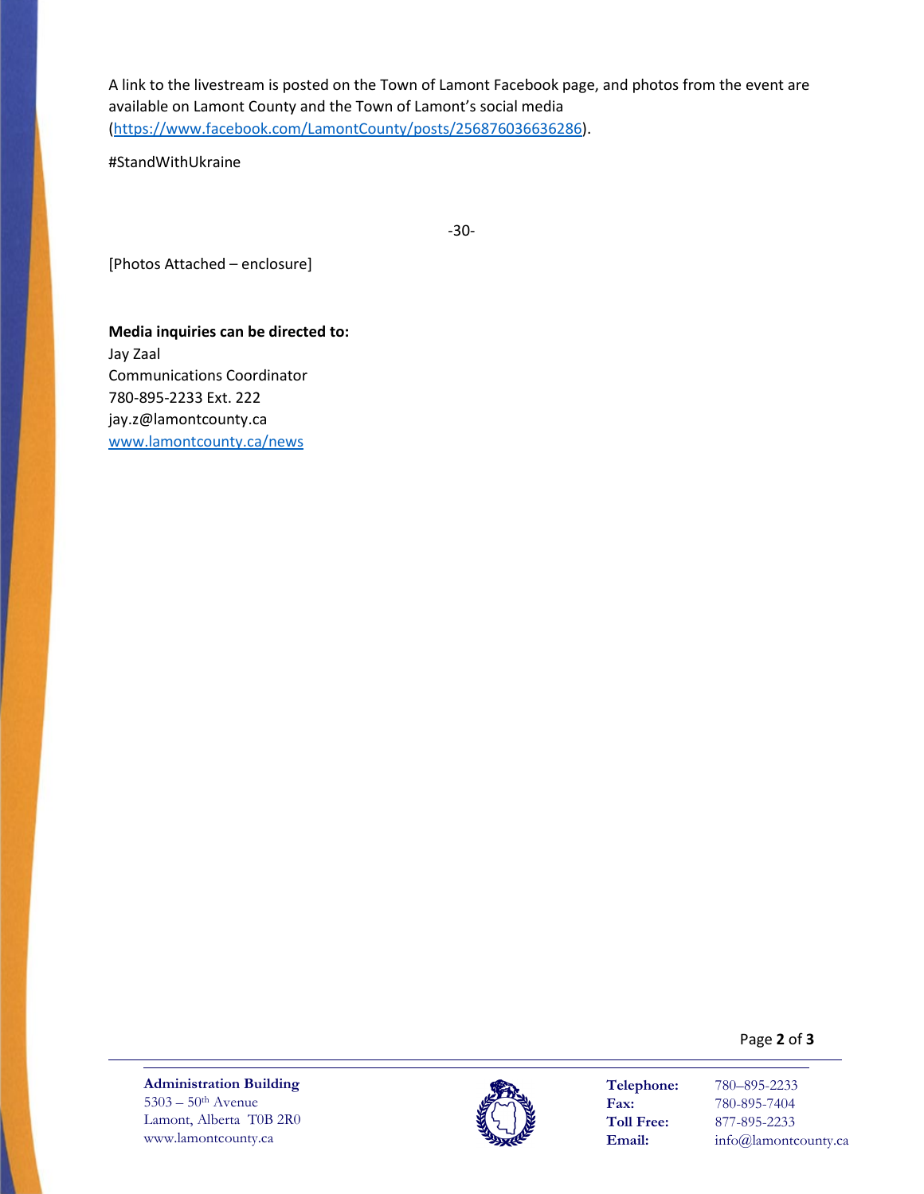A link to the livestream is posted on the Town of Lamont Facebook page, and photos from the event are available on Lamont County and the Town of Lamont's social media ([https://www.facebook.com/LamontCounty/posts/256876036636286](https://www.facebook.com/LamontCounty/posts/256876036636286)).

#StandWithUkraine

-30-

[Photos Attached – enclosure]

**Media inquiries can be directed to:**
Jay Zaal
Communications Coordinator
780-895-2233 Ext. 222
jay.z@lamontcounty.ca
[www.lamontcounty.ca/news](www.lamontcounty.ca/news)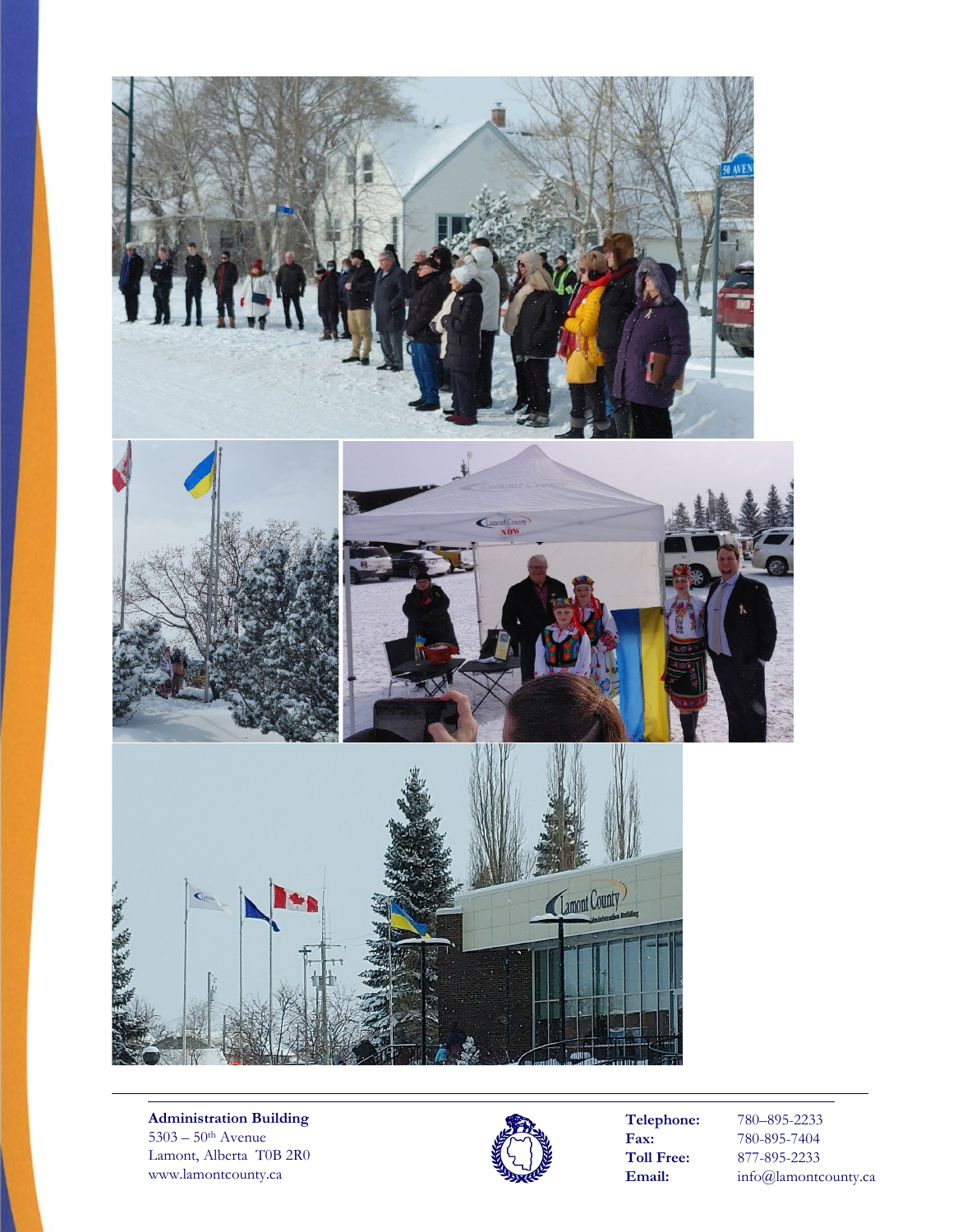**Administration Building**
5303 – 50th Avenue
Lamont, Alberta T0B 2R0
www.lamontcounty.ca

**Telephone:** 780–895-2233
**Fax:** 780-895-7404
**Toll Free:** 877-895-2233
**Email:** info@lamontcounty.ca